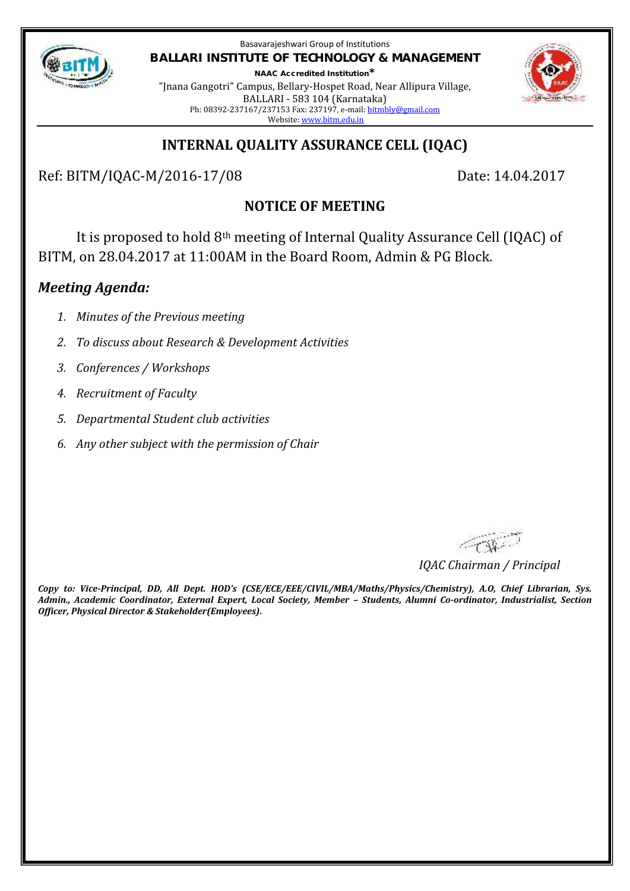Basavarajeshwari Group of Institutions

**BALLARI INSTITUTE OF TECHNOLOGY & MANAGEMENT**

**NAAC Accredited Institution***

"Jnana Gangotri" Campus, Bellary-Hospet Road, Near Allipura Village,
BALLARI - 583 104 (Karnataka)
Ph: 08392-237167/237153 Fax: 237197, e-mail: bitmbly@gmail.com
Website: www.bitm.edu.in

## INTERNAL QUALITY ASSURANCE CELL (IQAC)

Ref: BITM/IQAC-M/2016-17/08 Date: 14.04.2017

### NOTICE OF MEETING

It is proposed to hold 8th meeting of Internal Quality Assurance Cell (IQAC) of BITM, on 28.04.2017 at 11:00AM in the Board Room, Admin & PG Block.

### *Meeting Agenda:*

1. *Minutes of the Previous meeting*
2. *To discuss about Research & Development Activities*
3. *Conferences / Workshops*
4. *Recruitment of Faculty*
5. *Departmental Student club activities*
6. *Any other subject with the permission of Chair*

*IQAC Chairman / Principal*

***Copy to: Vice-Principal, DD, All Dept. HOD's (CSE/ECE/EEE/CIVIL/MBA/Maths/Physics/Chemistry), A.O, Chief Librarian, Sys. Admin., Academic Coordinator, External Expert, Local Society, Member – Students, Alumni Co-ordinator, Industrialist, Section Officer, Physical Director & Stakeholder(Employees).***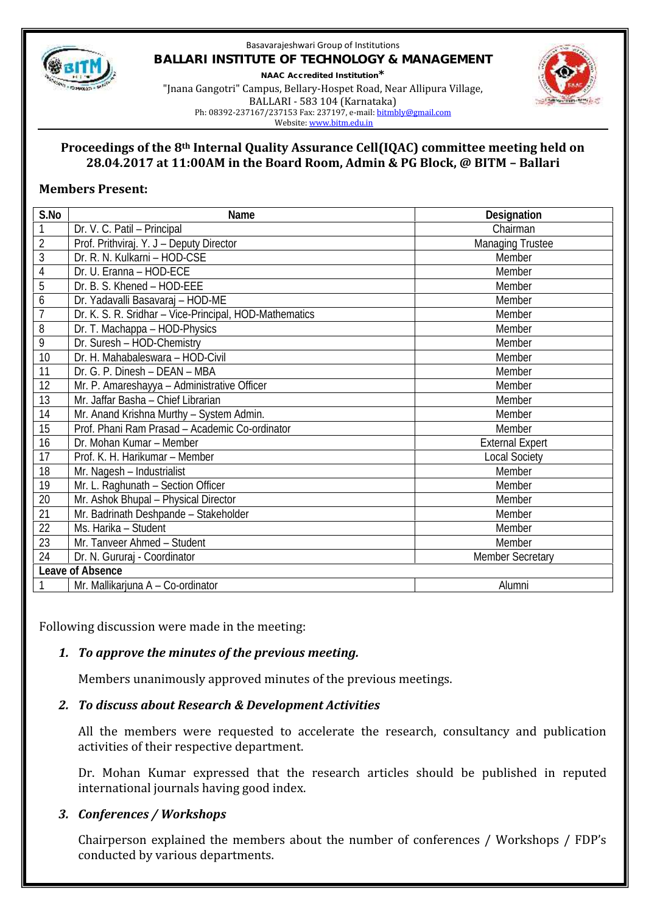Basavarajeshwari Group of Institutions

**BALLARI INSTITUTE OF TECHNOLOGY & MANAGEMENT**

**NAAC Accredited Institution***

"Jnana Gangotri" Campus, Bellary-Hospet Road, Near Allipura Village,
BALLARI - 583 104 (Karnataka)
Ph: 08392-237167/237153 Fax: 237197, e-mail: bitmbly@gmail.com
Website: www.bitm.edu.in

## Proceedings of the 8th Internal Quality Assurance Cell(IQAC) committee meeting held on 28.04.2017 at 11:00AM in the Board Room, Admin & PG Block, @ BITM – Ballari

### Members Present:

| S.No | Name | Designation |
|---|---|---|
| 1 | Dr. V. C. Patil – Principal | Chairman |
| 2 | Prof. Prithviraj. Y. J – Deputy Director | Managing Trustee |
| 3 | Dr. R. N. Kulkarni – HOD-CSE | Member |
| 4 | Dr. U. Eranna – HOD-ECE | Member |
| 5 | Dr. B. S. Khened – HOD-EEE | Member |
| 6 | Dr. Yadavalli Basavaraj – HOD-ME | Member |
| 7 | Dr. K. S. R. Sridhar – Vice-Principal, HOD-Mathematics | Member |
| 8 | Dr. T. Machappa – HOD-Physics | Member |
| 9 | Dr. Suresh – HOD-Chemistry | Member |
| 10 | Dr. H. Mahabaleswara – HOD-Civil | Member |
| 11 | Dr. G. P. Dinesh – DEAN – MBA | Member |
| 12 | Mr. P. Amareshayya – Administrative Officer | Member |
| 13 | Mr. Jaffar Basha – Chief Librarian | Member |
| 14 | Mr. Anand Krishna Murthy – System Admin. | Member |
| 15 | Prof. Phani Ram Prasad – Academic Co-ordinator | Member |
| 16 | Dr. Mohan Kumar – Member | External Expert |
| 17 | Prof. K. H. Harikumar – Member | Local Society |
| 18 | Mr. Nagesh – Industrialist | Member |
| 19 | Mr. L. Raghunath – Section Officer | Member |
| 20 | Mr. Ashok Bhupal – Physical Director | Member |
| 21 | Mr. Badrinath Deshpande – Stakeholder | Member |
| 22 | Ms. Harika – Student | Member |
| 23 | Mr. Tanveer Ahmed – Student | Member |
| 24 | Dr. N. Gururaj - Coordinator | Member Secretary |
| **Leave of Absence** | | |
| 1 | Mr. Mallikarjuna A – Co-ordinator | Alumni |

Following discussion were made in the meeting:

1. ***To approve the minutes of the previous meeting.***

   Members unanimously approved minutes of the previous meetings.

2. ***To discuss about Research & Development Activities***

   All the members were requested to accelerate the research, consultancy and publication activities of their respective department.

   Dr. Mohan Kumar expressed that the research articles should be published in reputed international journals having good index.

3. ***Conferences / Workshops***

   Chairperson explained the members about the number of conferences / Workshops / FDP's conducted by various departments.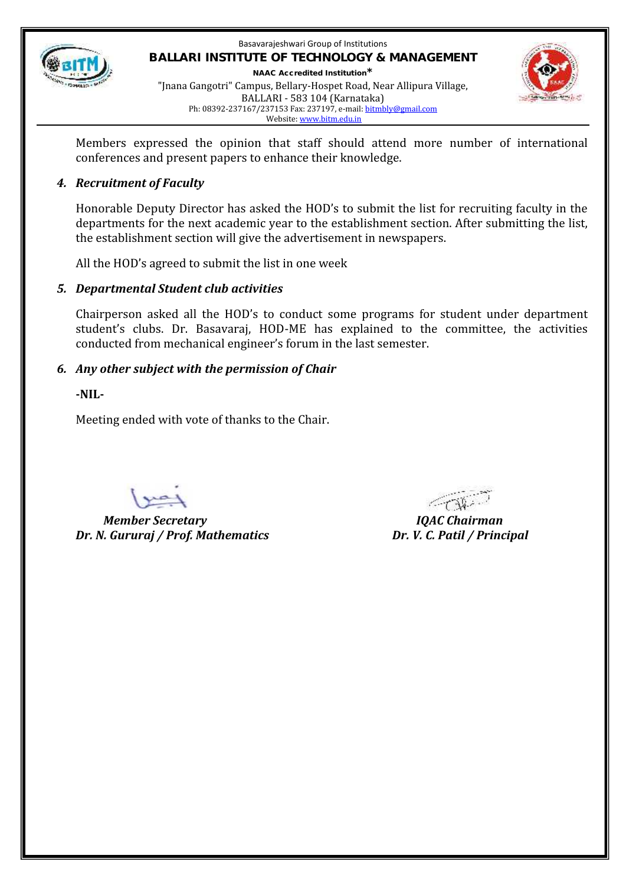Members expressed the opinion that staff should attend more number of international conferences and present papers to enhance their knowledge.

4. ***Recruitment of Faculty***

   Honorable Deputy Director has asked the HOD's to submit the list for recruiting faculty in the departments for the next academic year to the establishment section. After submitting the list, the establishment section will give the advertisement in newspapers.

   All the HOD's agreed to submit the list in one week

5. ***Departmental Student club activities***

   Chairperson asked all the HOD's to conduct some programs for student under department student's clubs. Dr. Basavaraj, HOD-ME has explained to the committee, the activities conducted from mechanical engineer's forum in the last semester.

6. ***Any other subject with the permission of Chair***

   **-NIL-**

   Meeting ended with vote of thanks to the Chair.

***Member Secretary***
***Dr. N. Gururaj / Prof. Mathematics***

***IQAC Chairman***
***Dr. V. C. Patil / Principal***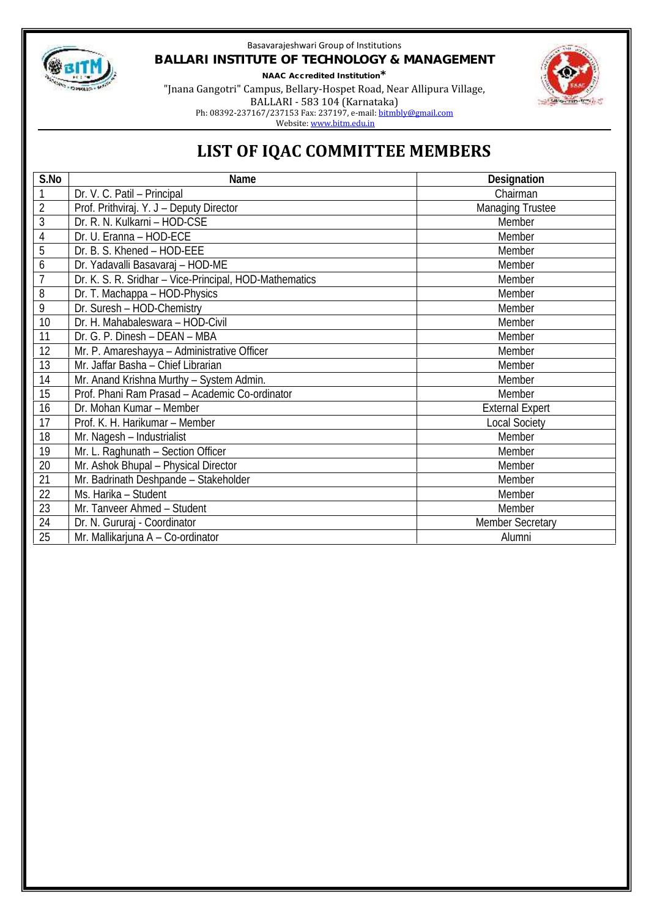Basavarajeshwari Group of Institutions

**BALLARI INSTITUTE OF TECHNOLOGY & MANAGEMENT**

**NAAC Accredited Institution***

"Jnana Gangotri" Campus, Bellary-Hospet Road, Near Allipura Village,
BALLARI - 583 104 (Karnataka)

Ph: 08392-237167/237153 Fax: 237197, e-mail: bitmbly@gmail.com

Website: www.bitm.edu.in

# LIST OF IQAC COMMITTEE MEMBERS

| S.No | Name | Designation |
|---|---|---|
| 1 | Dr. V. C. Patil – Principal | Chairman |
| 2 | Prof. Prithviraj. Y. J – Deputy Director | Managing Trustee |
| 3 | Dr. R. N. Kulkarni – HOD-CSE | Member |
| 4 | Dr. U. Eranna – HOD-ECE | Member |
| 5 | Dr. B. S. Khened – HOD-EEE | Member |
| 6 | Dr. Yadavalli Basavaraj – HOD-ME | Member |
| 7 | Dr. K. S. R. Sridhar – Vice-Principal, HOD-Mathematics | Member |
| 8 | Dr. T. Machappa – HOD-Physics | Member |
| 9 | Dr. Suresh – HOD-Chemistry | Member |
| 10 | Dr. H. Mahabaleswara – HOD-Civil | Member |
| 11 | Dr. G. P. Dinesh – DEAN – MBA | Member |
| 12 | Mr. P. Amareshayya – Administrative Officer | Member |
| 13 | Mr. Jaffar Basha – Chief Librarian | Member |
| 14 | Mr. Anand Krishna Murthy – System Admin. | Member |
| 15 | Prof. Phani Ram Prasad – Academic Co-ordinator | Member |
| 16 | Dr. Mohan Kumar – Member | External Expert |
| 17 | Prof. K. H. Harikumar – Member | Local Society |
| 18 | Mr. Nagesh – Industrialist | Member |
| 19 | Mr. L. Raghunath – Section Officer | Member |
| 20 | Mr. Ashok Bhupal – Physical Director | Member |
| 21 | Mr. Badrinath Deshpande – Stakeholder | Member |
| 22 | Ms. Harika – Student | Member |
| 23 | Mr. Tanveer Ahmed – Student | Member |
| 24 | Dr. N. Gururaj - Coordinator | Member Secretary |
| 25 | Mr. Mallikarjuna A – Co-ordinator | Alumni |